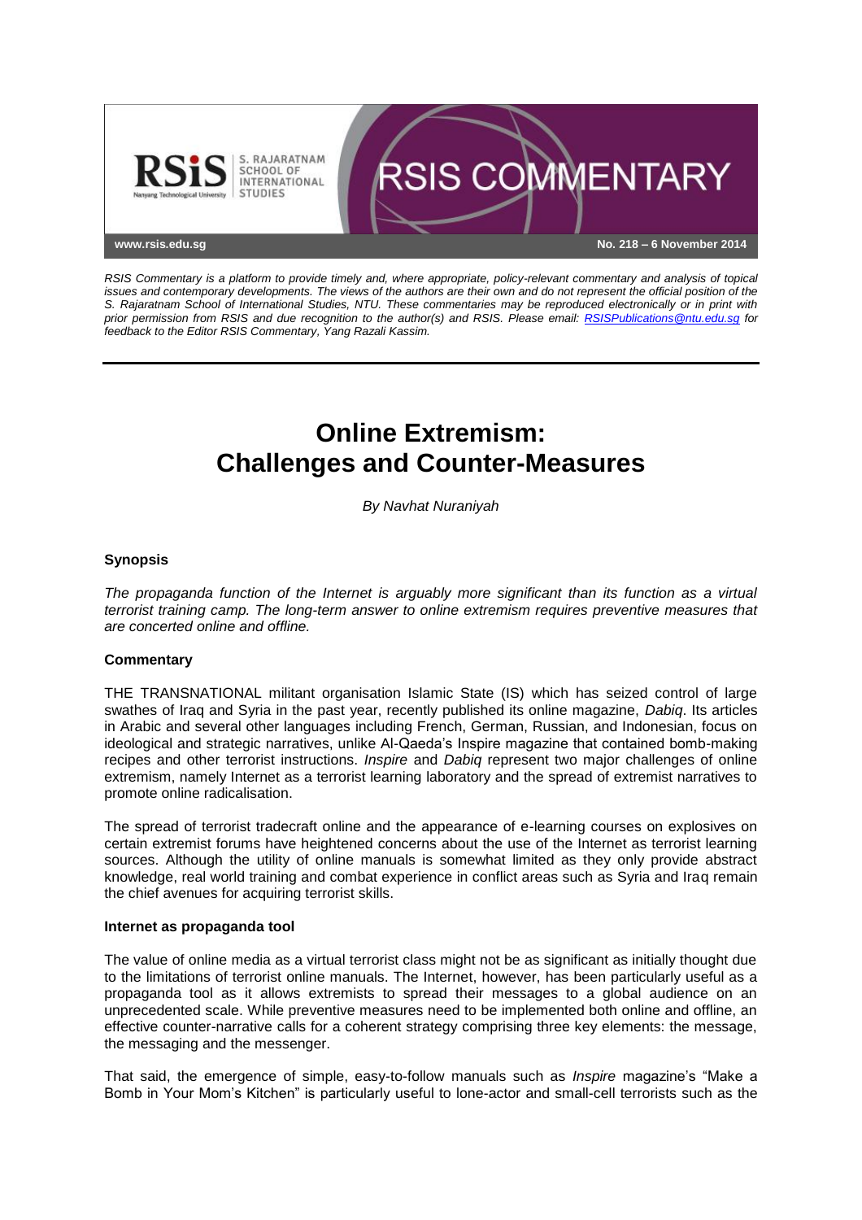RSIS Commentary is a platform to provide timely and, where appropriate, policy-relevant commentary and analysis of topical issues and contemporary developments. The views of the authors are their own and do not represent the official position of the S. Rajaratnam School of International Studies, NTU. These commentaries may be reproduced electronically or in print with prior permission from RSIS and due recognition to the author(s) and RSIS. Please email: RSISPublications@ntu.edu.sg for feedback to the Editor RSIS Commentary, Yang Razali Kassim.

No. 218 – 6 November 2014

# Online Extremism: Challenges and Counter-Measures

*By Navhat Nuraniyah*

## Synopsis

*The propaganda function of the Internet is arguably more significant than its function as a virtual terrorist training camp. The long-term answer to online extremism requires preventive measures that are concerted online and offline.*

## Commentary

THE TRANSNATIONAL militant organisation Islamic State (IS) which has seized control of large swathes of Iraq and Syria in the past year, recently published its online magazine, *Dabiq*. Its articles in Arabic and several other languages including French, German, Russian, and Indonesian, focus on ideological and strategic narratives, unlike Al-Qaeda's Inspire magazine that contained bomb-making recipes and other terrorist instructions. *Inspire* and *Dabiq* represent two major challenges of online extremism, namely Internet as a terrorist learning laboratory and the spread of extremist narratives to promote online radicalisation.

The spread of terrorist tradecraft online and the appearance of e-learning courses on explosives on certain extremist forums have heightened concerns about the use of the Internet as terrorist learning sources. Although the utility of online manuals is somewhat limited as they only provide abstract knowledge, real world training and combat experience in conflict areas such as Syria and Iraq remain the chief avenues for acquiring terrorist skills.

### Internet as propaganda tool

The value of online media as a virtual terrorist class might not be as significant as initially thought due to the limitations of terrorist online manuals. The Internet, however, has been particularly useful as a propaganda tool as it allows extremists to spread their messages to a global audience on an unprecedented scale. While preventive measures need to be implemented both online and offline, an effective counter-narrative calls for a coherent strategy comprising three key elements: the message, the messaging and the messenger.

That said, the emergence of simple, easy-to-follow manuals such as *Inspire* magazine's "Make a Bomb in Your Mom's Kitchen" is particularly useful to lone-actor and small-cell terrorists such as the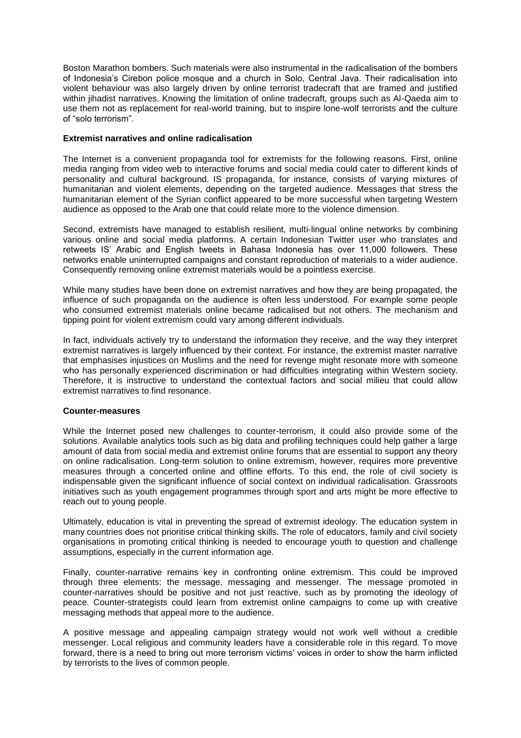Boston Marathon bombers. Such materials were also instrumental in the radicalisation of the bombers of Indonesia's Cirebon police mosque and a church in Solo, Central Java. Their radicalisation into violent behaviour was also largely driven by online terrorist tradecraft that are framed and justified within jihadist narratives. Knowing the limitation of online tradecraft, groups such as Al-Qaeda aim to use them not as replacement for real-world training, but to inspire lone-wolf terrorists and the culture of "solo terrorism".

**Extremist narratives and online radicalisation**

The Internet is a convenient propaganda tool for extremists for the following reasons. First, online media ranging from video web to interactive forums and social media could cater to different kinds of personality and cultural background. IS propaganda, for instance, consists of varying mixtures of humanitarian and violent elements, depending on the targeted audience. Messages that stress the humanitarian element of the Syrian conflict appeared to be more successful when targeting Western audience as opposed to the Arab one that could relate more to the violence dimension.

Second, extremists have managed to establish resilient, multi-lingual online networks by combining various online and social media platforms. A certain Indonesian Twitter user who translates and retweets IS' Arabic and English tweets in Bahasa Indonesia has over 11,000 followers. These networks enable uninterrupted campaigns and constant reproduction of materials to a wider audience. Consequently removing online extremist materials would be a pointless exercise.

While many studies have been done on extremist narratives and how they are being propagated, the influence of such propaganda on the audience is often less understood. For example some people who consumed extremist materials online became radicalised but not others. The mechanism and tipping point for violent extremism could vary among different individuals.

In fact, individuals actively try to understand the information they receive, and the way they interpret extremist narratives is largely influenced by their context. For instance, the extremist master narrative that emphasises injustices on Muslims and the need for revenge might resonate more with someone who has personally experienced discrimination or had difficulties integrating within Western society. Therefore, it is instructive to understand the contextual factors and social milieu that could allow extremist narratives to find resonance.

**Counter-measures**

While the Internet posed new challenges to counter-terrorism, it could also provide some of the solutions. Available analytics tools such as big data and profiling techniques could help gather a large amount of data from social media and extremist online forums that are essential to support any theory on online radicalisation. Long-term solution to online extremism, however, requires more preventive measures through a concerted online and offline efforts. To this end, the role of civil society is indispensable given the significant influence of social context on individual radicalisation. Grassroots initiatives such as youth engagement programmes through sport and arts might be more effective to reach out to young people.

Ultimately, education is vital in preventing the spread of extremist ideology. The education system in many countries does not prioritise critical thinking skills. The role of educators, family and civil society organisations in promoting critical thinking is needed to encourage youth to question and challenge assumptions, especially in the current information age.

Finally, counter-narrative remains key in confronting online extremism. This could be improved through three elements: the message, messaging and messenger. The message promoted in counter-narratives should be positive and not just reactive, such as by promoting the ideology of peace. Counter-strategists could learn from extremist online campaigns to come up with creative messaging methods that appeal more to the audience.

A positive message and appealing campaign strategy would not work well without a credible messenger. Local religious and community leaders have a considerable role in this regard. To move forward, there is a need to bring out more terrorism victims' voices in order to show the harm inflicted by terrorists to the lives of common people.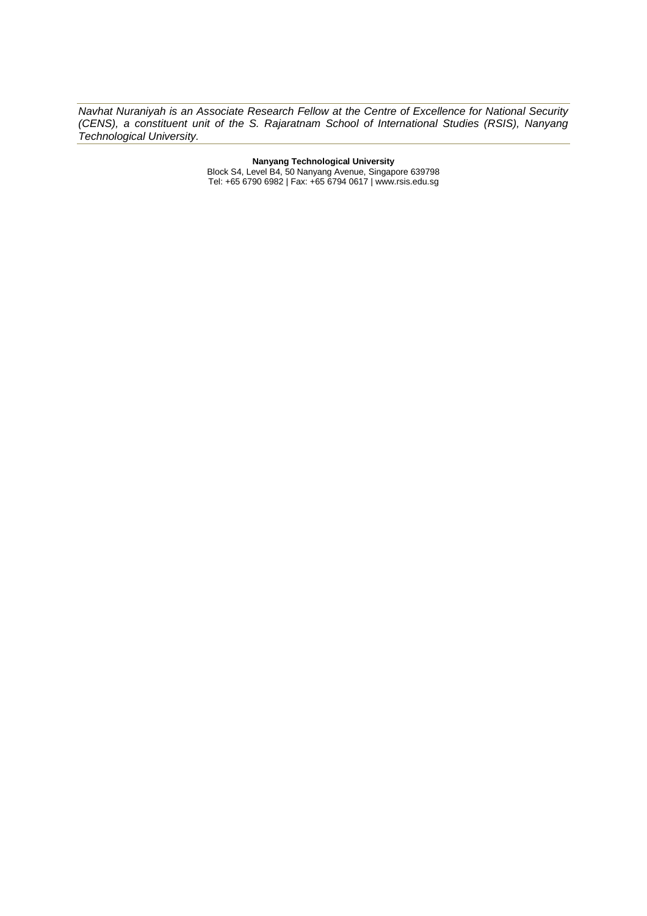*Navhat Nuraniyah is an Associate Research Fellow at the Centre of Excellence for National Security (CENS), a constituent unit of the S. Rajaratnam School of International Studies (RSIS), Nanyang Technological University.*

---

**Nanyang Technological University**
Block S4, Level B4, 50 Nanyang Avenue, Singapore 639798
Tel: +65 6790 6982 | Fax: +65 6794 0617 | www.rsis.edu.sg